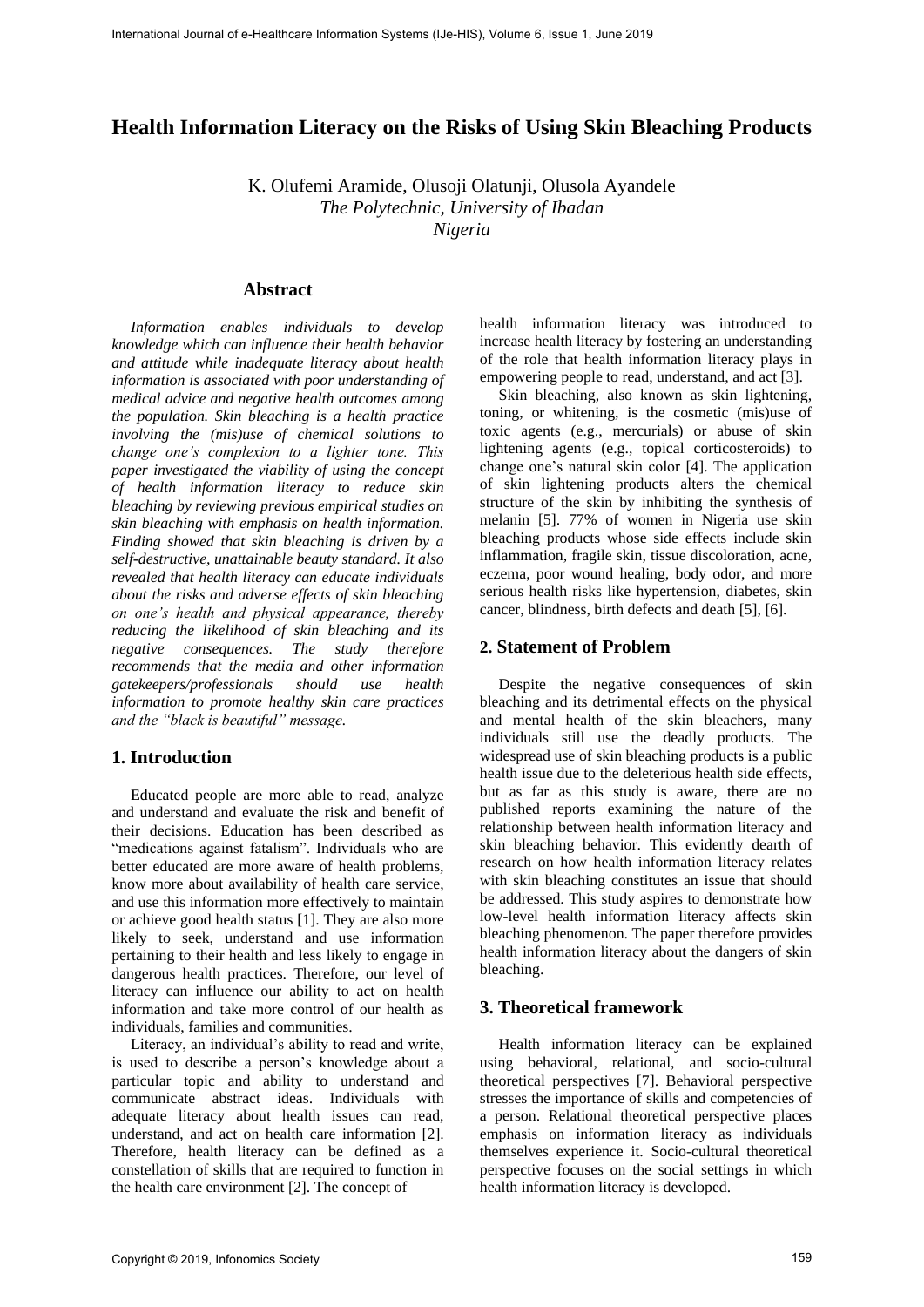# Health Information Literacy on the Risks of Using Skin Bleaching Products

K. Olufemi Aramide, Olusoji Olatunji, Olusola Ayandele
*The Polytechnic, University of Ibadan*
*Nigeria*

## Abstract

*Information enables individuals to develop knowledge which can influence their health behavior and attitude while inadequate literacy about health information is associated with poor understanding of medical advice and negative health outcomes among the population. Skin bleaching is a health practice involving the (mis)use of chemical solutions to change one's complexion to a lighter tone. This paper investigated the viability of using the concept of health information literacy to reduce skin bleaching by reviewing previous empirical studies on skin bleaching with emphasis on health information. Finding showed that skin bleaching is driven by a self-destructive, unattainable beauty standard. It also revealed that health literacy can educate individuals about the risks and adverse effects of skin bleaching on one's health and physical appearance, thereby reducing the likelihood of skin bleaching and its negative consequences. The study therefore recommends that the media and other information gatekeepers/professionals should use health information to promote healthy skin care practices and the "black is beautiful" message.*

## 1. Introduction

Educated people are more able to read, analyze and understand and evaluate the risk and benefit of their decisions. Education has been described as "medications against fatalism". Individuals who are better educated are more aware of health problems, know more about availability of health care service, and use this information more effectively to maintain or achieve good health status [1]. They are also more likely to seek, understand and use information pertaining to their health and less likely to engage in dangerous health practices. Therefore, our level of literacy can influence our ability to act on health information and take more control of our health as individuals, families and communities.

Literacy, an individual's ability to read and write, is used to describe a person's knowledge about a particular topic and ability to understand and communicate abstract ideas. Individuals with adequate literacy about health issues can read, understand, and act on health care information [2]. Therefore, health literacy can be defined as a constellation of skills that are required to function in the health care environment [2]. The concept of health information literacy was introduced to increase health literacy by fostering an understanding of the role that health information literacy plays in empowering people to read, understand, and act [3].

Skin bleaching, also known as skin lightening, toning, or whitening, is the cosmetic (mis)use of toxic agents (e.g., mercurials) or abuse of skin lightening agents (e.g., topical corticosteroids) to change one's natural skin color [4]. The application of skin lightening products alters the chemical structure of the skin by inhibiting the synthesis of melanin [5]. 77% of women in Nigeria use skin bleaching products whose side effects include skin inflammation, fragile skin, tissue discoloration, acne, eczema, poor wound healing, body odor, and more serious health risks like hypertension, diabetes, skin cancer, blindness, birth defects and death [5], [6].

## 2. Statement of Problem

Despite the negative consequences of skin bleaching and its detrimental effects on the physical and mental health of the skin bleachers, many individuals still use the deadly products. The widespread use of skin bleaching products is a public health issue due to the deleterious health side effects, but as far as this study is aware, there are no published reports examining the nature of the relationship between health information literacy and skin bleaching behavior. This evidently dearth of research on how health information literacy relates with skin bleaching constitutes an issue that should be addressed. This study aspires to demonstrate how low-level health information literacy affects skin bleaching phenomenon. The paper therefore provides health information literacy about the dangers of skin bleaching.

## 3. Theoretical framework

Health information literacy can be explained using behavioral, relational, and socio-cultural theoretical perspectives [7]. Behavioral perspective stresses the importance of skills and competencies of a person. Relational theoretical perspective places emphasis on information literacy as individuals themselves experience it. Socio-cultural theoretical perspective focuses on the social settings in which health information literacy is developed.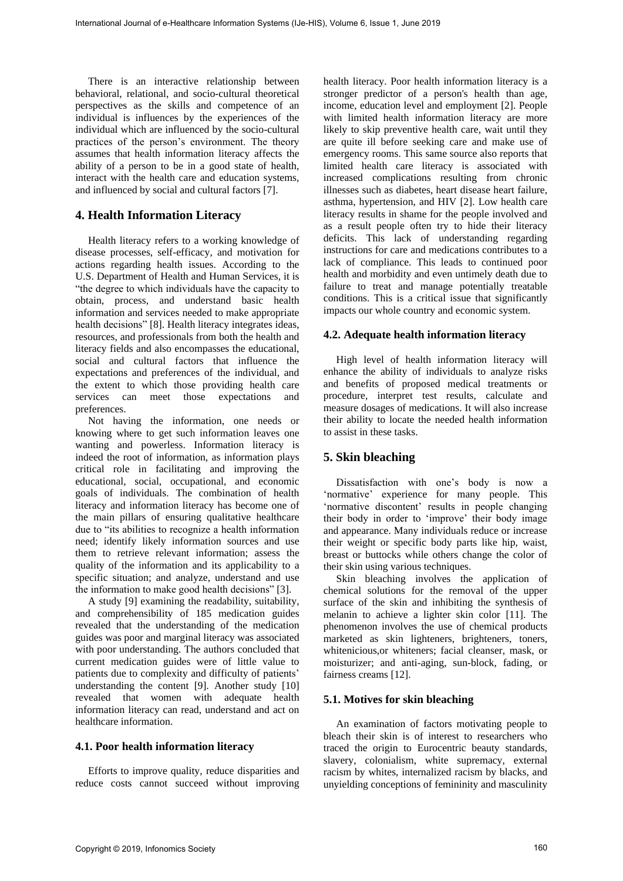There is an interactive relationship between behavioral, relational, and socio-cultural theoretical perspectives as the skills and competence of an individual is influences by the experiences of the individual which are influenced by the socio-cultural practices of the person's environment. The theory assumes that health information literacy affects the ability of a person to be in a good state of health, interact with the health care and education systems, and influenced by social and cultural factors [7].

## 4. Health Information Literacy

Health literacy refers to a working knowledge of disease processes, self-efficacy, and motivation for actions regarding health issues. According to the U.S. Department of Health and Human Services, it is "the degree to which individuals have the capacity to obtain, process, and understand basic health information and services needed to make appropriate health decisions" [8]. Health literacy integrates ideas, resources, and professionals from both the health and literacy fields and also encompasses the educational, social and cultural factors that influence the expectations and preferences of the individual, and the extent to which those providing health care services can meet those expectations and preferences.

Not having the information, one needs or knowing where to get such information leaves one wanting and powerless. Information literacy is indeed the root of information, as information plays critical role in facilitating and improving the educational, social, occupational, and economic goals of individuals. The combination of health literacy and information literacy has become one of the main pillars of ensuring qualitative healthcare due to "its abilities to recognize a health information need; identify likely information sources and use them to retrieve relevant information; assess the quality of the information and its applicability to a specific situation; and analyze, understand and use the information to make good health decisions" [3].

A study [9] examining the readability, suitability, and comprehensibility of 185 medication guides revealed that the understanding of the medication guides was poor and marginal literacy was associated with poor understanding. The authors concluded that current medication guides were of little value to patients due to complexity and difficulty of patients' understanding the content [9]. Another study [10] revealed that women with adequate health information literacy can read, understand and act on healthcare information.

### 4.1. Poor health information literacy

Efforts to improve quality, reduce disparities and reduce costs cannot succeed without improving health literacy. Poor health information literacy is a stronger predictor of a person's health than age, income, education level and employment [2]. People with limited health information literacy are more likely to skip preventive health care, wait until they are quite ill before seeking care and make use of emergency rooms. This same source also reports that limited health care literacy is associated with increased complications resulting from chronic illnesses such as diabetes, heart disease heart failure, asthma, hypertension, and HIV [2]. Low health care literacy results in shame for the people involved and as a result people often try to hide their literacy deficits. This lack of understanding regarding instructions for care and medications contributes to a lack of compliance. This leads to continued poor health and morbidity and even untimely death due to failure to treat and manage potentially treatable conditions. This is a critical issue that significantly impacts our whole country and economic system.

### 4.2. Adequate health information literacy

High level of health information literacy will enhance the ability of individuals to analyze risks and benefits of proposed medical treatments or procedure, interpret test results, calculate and measure dosages of medications. It will also increase their ability to locate the needed health information to assist in these tasks.

## 5. Skin bleaching

Dissatisfaction with one's body is now a 'normative' experience for many people. This 'normative discontent' results in people changing their body in order to 'improve' their body image and appearance. Many individuals reduce or increase their weight or specific body parts like hip, waist, breast or buttocks while others change the color of their skin using various techniques.

Skin bleaching involves the application of chemical solutions for the removal of the upper surface of the skin and inhibiting the synthesis of melanin to achieve a lighter skin color [11]. The phenomenon involves the use of chemical products marketed as skin lighteners, brighteners, toners, whitenicious,or whiteners; facial cleanser, mask, or moisturizer; and anti-aging, sun-block, fading, or fairness creams [12].

### 5.1. Motives for skin bleaching

An examination of factors motivating people to bleach their skin is of interest to researchers who traced the origin to Eurocentric beauty standards, slavery, colonialism, white supremacy, external racism by whites, internalized racism by blacks, and unyielding conceptions of femininity and masculinity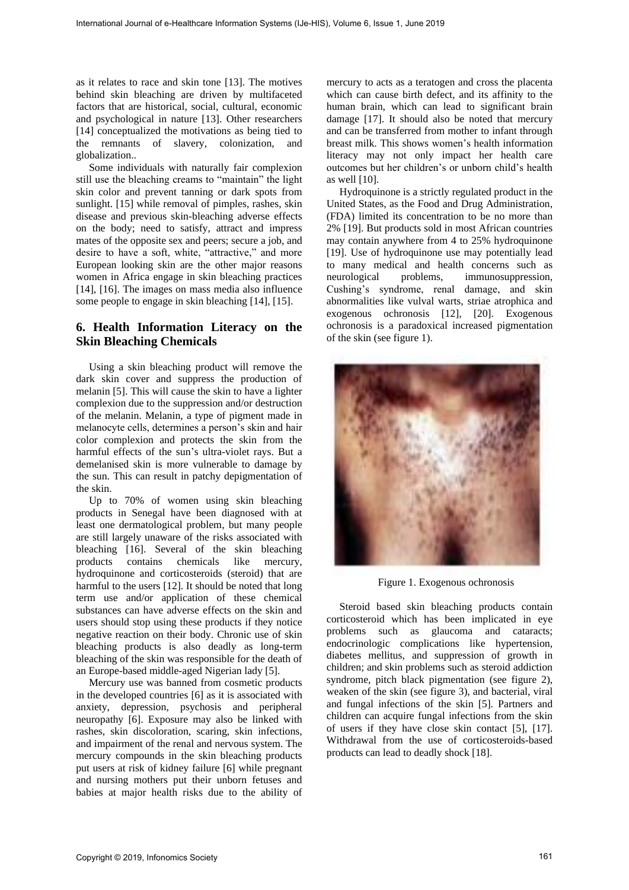as it relates to race and skin tone [13]. The motives behind skin bleaching are driven by multifaceted factors that are historical, social, cultural, economic and psychological in nature [13]. Other researchers [14] conceptualized the motivations as being tied to the remnants of slavery, colonization, and globalization..

Some individuals with naturally fair complexion still use the bleaching creams to "maintain" the light skin color and prevent tanning or dark spots from sunlight. [15] while removal of pimples, rashes, skin disease and previous skin-bleaching adverse effects on the body; need to satisfy, attract and impress mates of the opposite sex and peers; secure a job, and desire to have a soft, white, "attractive," and more European looking skin are the other major reasons women in Africa engage in skin bleaching practices [14], [16]. The images on mass media also influence some people to engage in skin bleaching [14], [15].

## 6. Health Information Literacy on the Skin Bleaching Chemicals

Using a skin bleaching product will remove the dark skin cover and suppress the production of melanin [5]. This will cause the skin to have a lighter complexion due to the suppression and/or destruction of the melanin. Melanin, a type of pigment made in melanocyte cells, determines a person's skin and hair color complexion and protects the skin from the harmful effects of the sun's ultra-violet rays. But a demelanised skin is more vulnerable to damage by the sun. This can result in patchy depigmentation of the skin.

Up to 70% of women using skin bleaching products in Senegal have been diagnosed with at least one dermatological problem, but many people are still largely unaware of the risks associated with bleaching [16]. Several of the skin bleaching products contains chemicals like mercury, hydroquinone and corticosteroids (steroid) that are harmful to the users [12]. It should be noted that long term use and/or application of these chemical substances can have adverse effects on the skin and users should stop using these products if they notice negative reaction on their body. Chronic use of skin bleaching products is also deadly as long-term bleaching of the skin was responsible for the death of an Europe-based middle-aged Nigerian lady [5].

Mercury use was banned from cosmetic products in the developed countries [6] as it is associated with anxiety, depression, psychosis and peripheral neuropathy [6]. Exposure may also be linked with rashes, skin discoloration, scaring, skin infections, and impairment of the renal and nervous system. The mercury compounds in the skin bleaching products put users at risk of kidney failure [6] while pregnant and nursing mothers put their unborn fetuses and babies at major health risks due to the ability of mercury to acts as a teratogen and cross the placenta which can cause birth defect, and its affinity to the human brain, which can lead to significant brain damage [17]. It should also be noted that mercury and can be transferred from mother to infant through breast milk. This shows women's health information literacy may not only impact her health care outcomes but her children's or unborn child's health as well [10].

Hydroquinone is a strictly regulated product in the United States, as the Food and Drug Administration, (FDA) limited its concentration to be no more than 2% [19]. But products sold in most African countries may contain anywhere from 4 to 25% hydroquinone [19]. Use of hydroquinone use may potentially lead to many medical and health concerns such as neurological problems, immunosuppression, Cushing's syndrome, renal damage, and skin abnormalities like vulval warts, striae atrophica and exogenous ochronosis [12], [20]. Exogenous ochronosis is a paradoxical increased pigmentation of the skin (see figure 1).

Figure 1. Exogenous ochronosis

Steroid based skin bleaching products contain corticosteroid which has been implicated in eye problems such as glaucoma and cataracts; endocrinologic complications like hypertension, diabetes mellitus, and suppression of growth in children; and skin problems such as steroid addiction syndrome, pitch black pigmentation (see figure 2), weaken of the skin (see figure 3), and bacterial, viral and fungal infections of the skin [5]. Partners and children can acquire fungal infections from the skin of users if they have close skin contact [5], [17]. Withdrawal from the use of corticosteroids-based products can lead to deadly shock [18].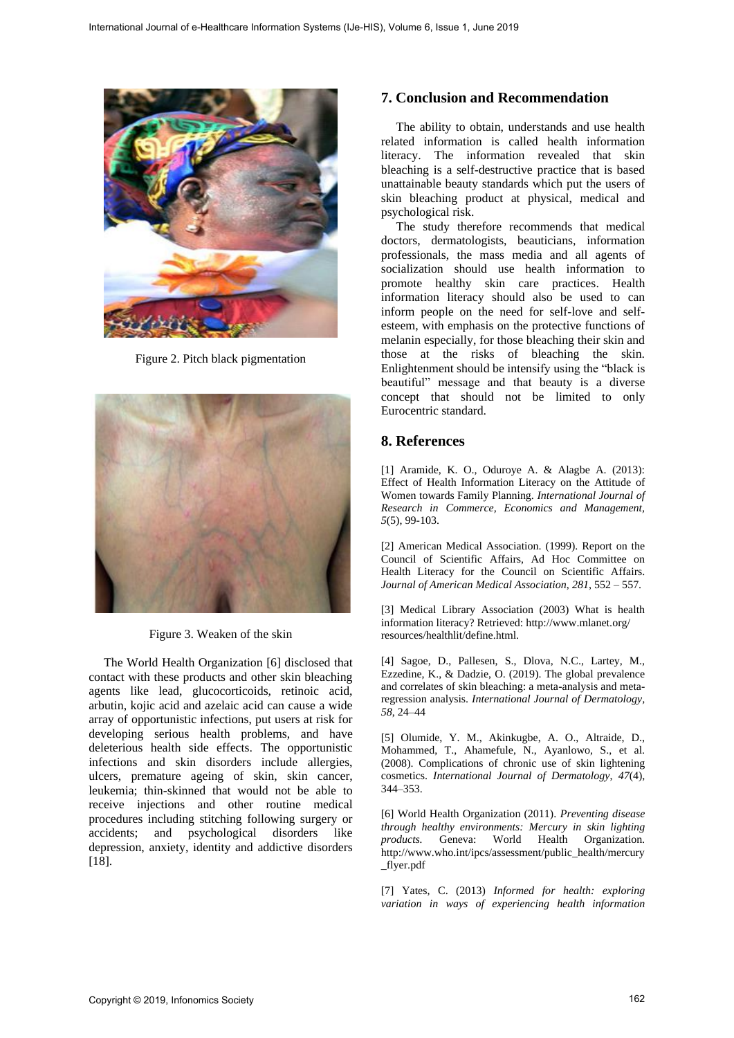Figure 2. Pitch black pigmentation

Figure 3. Weaken of the skin

The World Health Organization [6] disclosed that contact with these products and other skin bleaching agents like lead, glucocorticoids, retinoic acid, arbutin, kojic acid and azelaic acid can cause a wide array of opportunistic infections, put users at risk for developing serious health problems, and have deleterious health side effects. The opportunistic infections and skin disorders include allergies, ulcers, premature ageing of skin, skin cancer, leukemia; thin-skinned that would not be able to receive injections and other routine medical procedures including stitching following surgery or accidents; and psychological disorders like depression, anxiety, identity and addictive disorders [18].

## 7. Conclusion and Recommendation

The ability to obtain, understands and use health related information is called health information literacy. The information revealed that skin bleaching is a self-destructive practice that is based unattainable beauty standards which put the users of skin bleaching product at physical, medical and psychological risk.

The study therefore recommends that medical doctors, dermatologists, beauticians, information professionals, the mass media and all agents of socialization should use health information to promote healthy skin care practices. Health information literacy should also be used to can inform people on the need for self-love and self-esteem, with emphasis on the protective functions of melanin especially, for those bleaching their skin and those at the risks of bleaching the skin. Enlightenment should be intensify using the "black is beautiful" message and that beauty is a diverse concept that should not be limited to only Eurocentric standard.

## 8. References

[1] Aramide, K. O., Oduroye A. & Alagbe A. (2013): Effect of Health Information Literacy on the Attitude of Women towards Family Planning. *International Journal of Research in Commerce, Economics and Management, 5*(5), 99-103.

[2] American Medical Association. (1999). Report on the Council of Scientific Affairs, Ad Hoc Committee on Health Literacy for the Council on Scientific Affairs. *Journal of American Medical Association, 281*, 552 – 557.

[3] Medical Library Association (2003) What is health information literacy? Retrieved: http://www.mlanet.org/resources/healthlit/define.html.

[4] Sagoe, D., Pallesen, S., Dlova, N.C., Lartey, M., Ezzedine, K., & Dadzie, O. (2019). The global prevalence and correlates of skin bleaching: a meta-analysis and meta-regression analysis. *International Journal of Dermatology*, *58*, 24–44

[5] Olumide, Y. M., Akinkugbe, A. O., Altraide, D., Mohammed, T., Ahamefule, N., Ayanlowo, S., et al. (2008). Complications of chronic use of skin lightening cosmetics. *International Journal of Dermatology*, *47*(4), 344–353.

[6] World Health Organization (2011). *Preventing disease through healthy environments: Mercury in skin lighting products.* Geneva: World Health Organization. http://www.who.int/ipcs/assessment/public_health/mercury_flyer.pdf

[7] Yates, C. (2013) *Informed for health: exploring variation in ways of experiencing health information*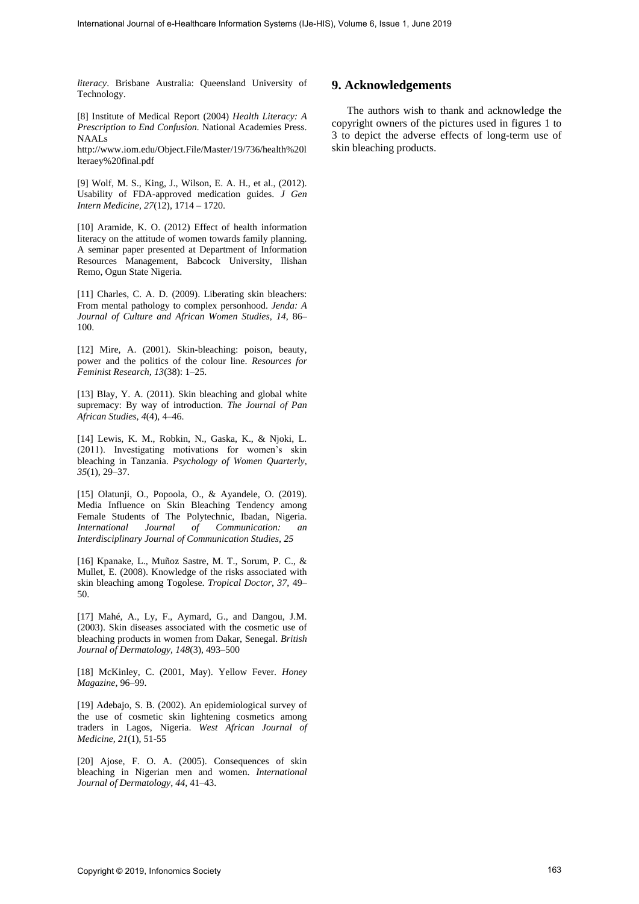*literacy*. Brisbane Australia: Queensland University of Technology.

[8] Institute of Medical Report (2004) *Health Literacy: A Prescription to End Confusion*. National Academies Press. NAALs http://www.iom.edu/Object.File/Master/19/736/health%20lliteraey%20final.pdf

[9] Wolf, M. S., King, J., Wilson, E. A. H., et al., (2012). Usability of FDA-approved medication guides. *J Gen Intern Medicine, 27*(12), 1714 – 1720.

[10] Aramide, K. O. (2012) Effect of health information literacy on the attitude of women towards family planning. A seminar paper presented at Department of Information Resources Management, Babcock University, Ilishan Remo, Ogun State Nigeria.

[11] Charles, C. A. D. (2009). Liberating skin bleachers: From mental pathology to complex personhood. *Jenda: A Journal of Culture and African Women Studies, 14*, 86–100.

[12] Mire, A. (2001). Skin-bleaching: poison, beauty, power and the politics of the colour line. *Resources for Feminist Research, 13*(38): 1–25.

[13] Blay, Y. A. (2011). Skin bleaching and global white supremacy: By way of introduction. *The Journal of Pan African Studies, 4*(4), 4–46.

[14] Lewis, K. M., Robkin, N., Gaska, K., & Njoki, L. (2011). Investigating motivations for women's skin bleaching in Tanzania. *Psychology of Women Quarterly, 35*(1), 29–37.

[15] Olatunji, O., Popoola, O., & Ayandele, O. (2019). Media Influence on Skin Bleaching Tendency among Female Students of The Polytechnic, Ibadan, Nigeria. *International Journal of Communication: an Interdisciplinary Journal of Communication Studies, 25*

[16] Kpanake, L., Muñoz Sastre, M. T., Sorum, P. C., & Mullet, E. (2008). Knowledge of the risks associated with skin bleaching among Togolese. *Tropical Doctor, 37*, 49–50.

[17] Mahé, A., Ly, F., Aymard, G., and Dangou, J.M. (2003). Skin diseases associated with the cosmetic use of bleaching products in women from Dakar, Senegal. *British Journal of Dermatology, 148*(3), 493–500

[18] McKinley, C. (2001, May). Yellow Fever. *Honey Magazine*, 96–99.

[19] Adebajo, S. B. (2002). An epidemiological survey of the use of cosmetic skin lightening cosmetics among traders in Lagos, Nigeria. *West African Journal of Medicine, 21*(1), 51-55

[20] Ajose, F. O. A. (2005). Consequences of skin bleaching in Nigerian men and women. *International Journal of Dermatology, 44*, 41–43.

## 9. Acknowledgements

The authors wish to thank and acknowledge the copyright owners of the pictures used in figures 1 to 3 to depict the adverse effects of long-term use of skin bleaching products.